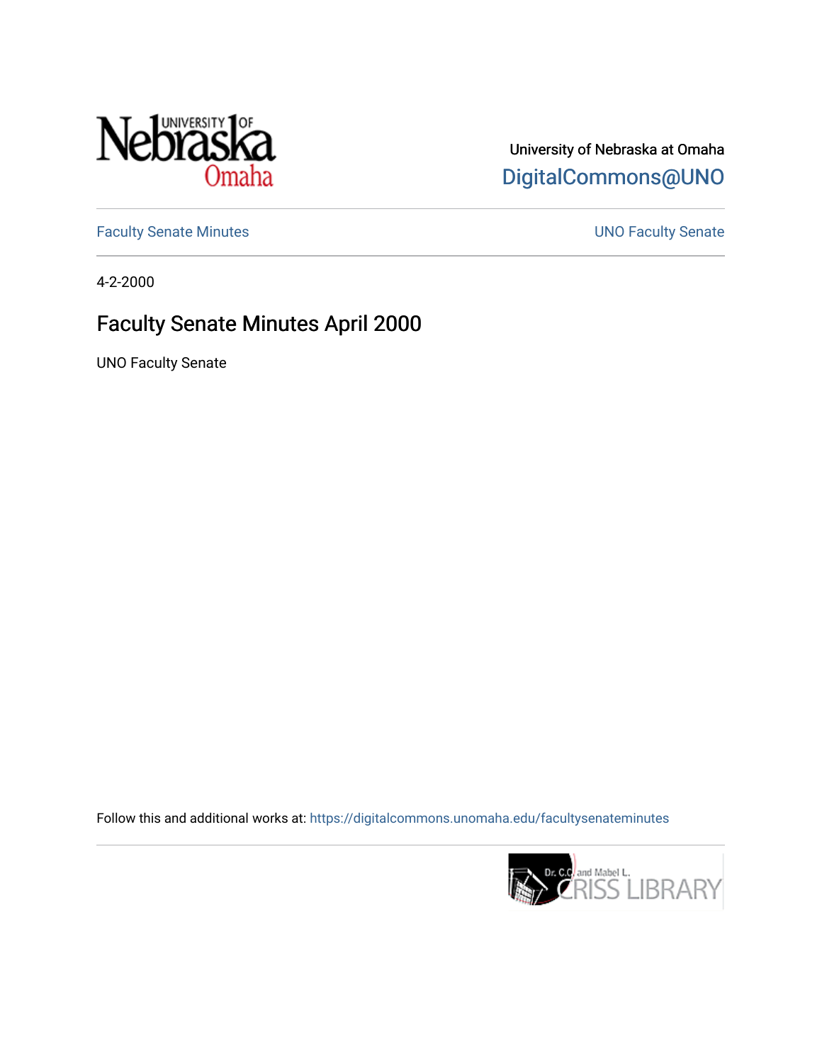University of Nebraska at Omaha

DigitalCommons@UNO

Faculty Senate Minutes

UNO Faculty Senate

4-2-2000

# Faculty Senate Minutes April 2000

UNO Faculty Senate

Follow this and additional works at: https://digitalcommons.unomaha.edu/facultysenateminutes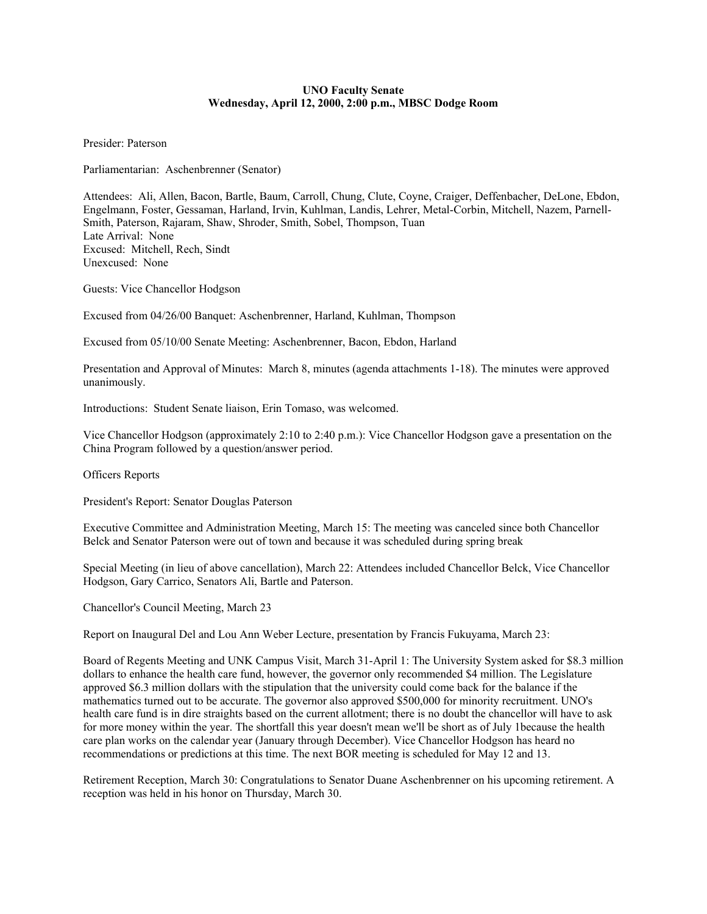**UNO Faculty Senate**
**Wednesday, April 12, 2000, 2:00 p.m., MBSC Dodge Room**

Presider: Paterson

Parliamentarian: Aschenbrenner (Senator)

Attendees: Ali, Allen, Bacon, Bartle, Baum, Carroll, Chung, Clute, Coyne, Craiger, Deffenbacher, DeLone, Ebdon, Engelmann, Foster, Gessaman, Harland, Irvin, Kuhlman, Landis, Lehrer, Metal-Corbin, Mitchell, Nazem, Parnell-Smith, Paterson, Rajaram, Shaw, Shroder, Smith, Sobel, Thompson, Tuan
Late Arrival: None
Excused: Mitchell, Rech, Sindt
Unexcused: None

Guests: Vice Chancellor Hodgson

Excused from 04/26/00 Banquet: Aschenbrenner, Harland, Kuhlman, Thompson

Excused from 05/10/00 Senate Meeting: Aschenbrenner, Bacon, Ebdon, Harland

Presentation and Approval of Minutes: March 8, minutes (agenda attachments 1-18). The minutes were approved unanimously.

Introductions: Student Senate liaison, Erin Tomaso, was welcomed.

Vice Chancellor Hodgson (approximately 2:10 to 2:40 p.m.): Vice Chancellor Hodgson gave a presentation on the China Program followed by a question/answer period.

Officers Reports

President's Report: Senator Douglas Paterson

Executive Committee and Administration Meeting, March 15: The meeting was canceled since both Chancellor Belck and Senator Paterson were out of town and because it was scheduled during spring break

Special Meeting (in lieu of above cancellation), March 22: Attendees included Chancellor Belck, Vice Chancellor Hodgson, Gary Carrico, Senators Ali, Bartle and Paterson.

Chancellor's Council Meeting, March 23

Report on Inaugural Del and Lou Ann Weber Lecture, presentation by Francis Fukuyama, March 23:

Board of Regents Meeting and UNK Campus Visit, March 31-April 1: The University System asked for $8.3 million dollars to enhance the health care fund, however, the governor only recommended $4 million. The Legislature approved $6.3 million dollars with the stipulation that the university could come back for the balance if the mathematics turned out to be accurate. The governor also approved $500,000 for minority recruitment. UNO's health care fund is in dire straights based on the current allotment; there is no doubt the chancellor will have to ask for more money within the year. The shortfall this year doesn't mean we'll be short as of July 1because the health care plan works on the calendar year (January through December). Vice Chancellor Hodgson has heard no recommendations or predictions at this time. The next BOR meeting is scheduled for May 12 and 13.

Retirement Reception, March 30: Congratulations to Senator Duane Aschenbrenner on his upcoming retirement. A reception was held in his honor on Thursday, March 30.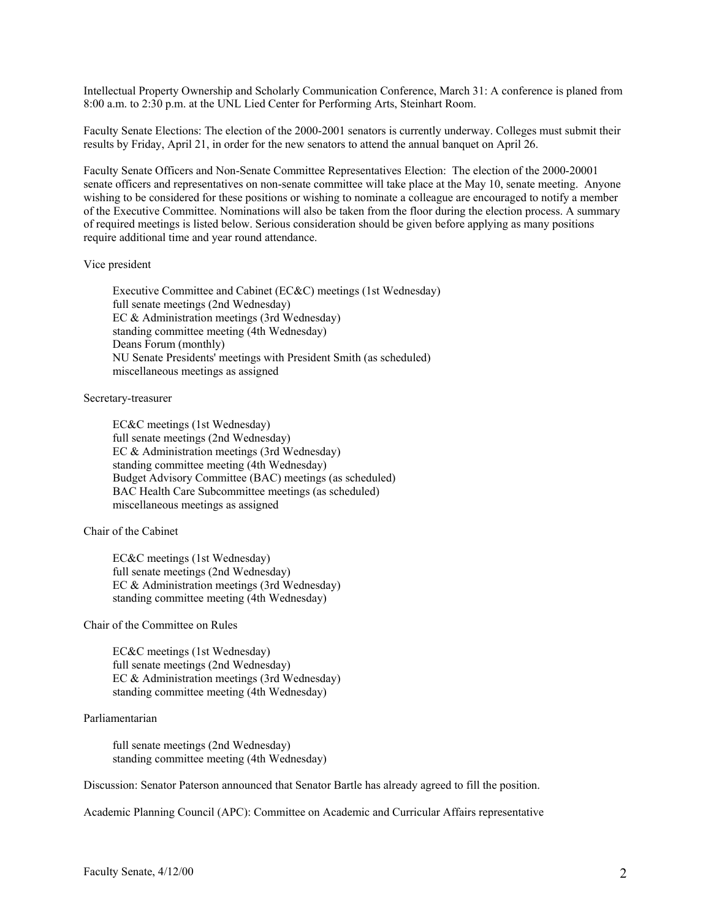Intellectual Property Ownership and Scholarly Communication Conference, March 31: A conference is planed from 8:00 a.m. to 2:30 p.m. at the UNL Lied Center for Performing Arts, Steinhart Room.

Faculty Senate Elections: The election of the 2000-2001 senators is currently underway. Colleges must submit their results by Friday, April 21, in order for the new senators to attend the annual banquet on April 26.

Faculty Senate Officers and Non-Senate Committee Representatives Election: The election of the 2000-20001 senate officers and representatives on non-senate committee will take place at the May 10, senate meeting. Anyone wishing to be considered for these positions or wishing to nominate a colleague are encouraged to notify a member of the Executive Committee. Nominations will also be taken from the floor during the election process. A summary of required meetings is listed below. Serious consideration should be given before applying as many positions require additional time and year round attendance.

Vice president

- Executive Committee and Cabinet (EC&C) meetings (1st Wednesday)
- full senate meetings (2nd Wednesday)
- EC & Administration meetings (3rd Wednesday)
- standing committee meeting (4th Wednesday)
- Deans Forum (monthly)
- NU Senate Presidents' meetings with President Smith (as scheduled)
- miscellaneous meetings as assigned

Secretary-treasurer

- EC&C meetings (1st Wednesday)
- full senate meetings (2nd Wednesday)
- EC & Administration meetings (3rd Wednesday)
- standing committee meeting (4th Wednesday)
- Budget Advisory Committee (BAC) meetings (as scheduled)
- BAC Health Care Subcommittee meetings (as scheduled)
- miscellaneous meetings as assigned

Chair of the Cabinet

- EC&C meetings (1st Wednesday)
- full senate meetings (2nd Wednesday)
- EC & Administration meetings (3rd Wednesday)
- standing committee meeting (4th Wednesday)

Chair of the Committee on Rules

- EC&C meetings (1st Wednesday)
- full senate meetings (2nd Wednesday)
- EC & Administration meetings (3rd Wednesday)
- standing committee meeting (4th Wednesday)

Parliamentarian

- full senate meetings (2nd Wednesday)
- standing committee meeting (4th Wednesday)

Discussion: Senator Paterson announced that Senator Bartle has already agreed to fill the position.

Academic Planning Council (APC): Committee on Academic and Curricular Affairs representative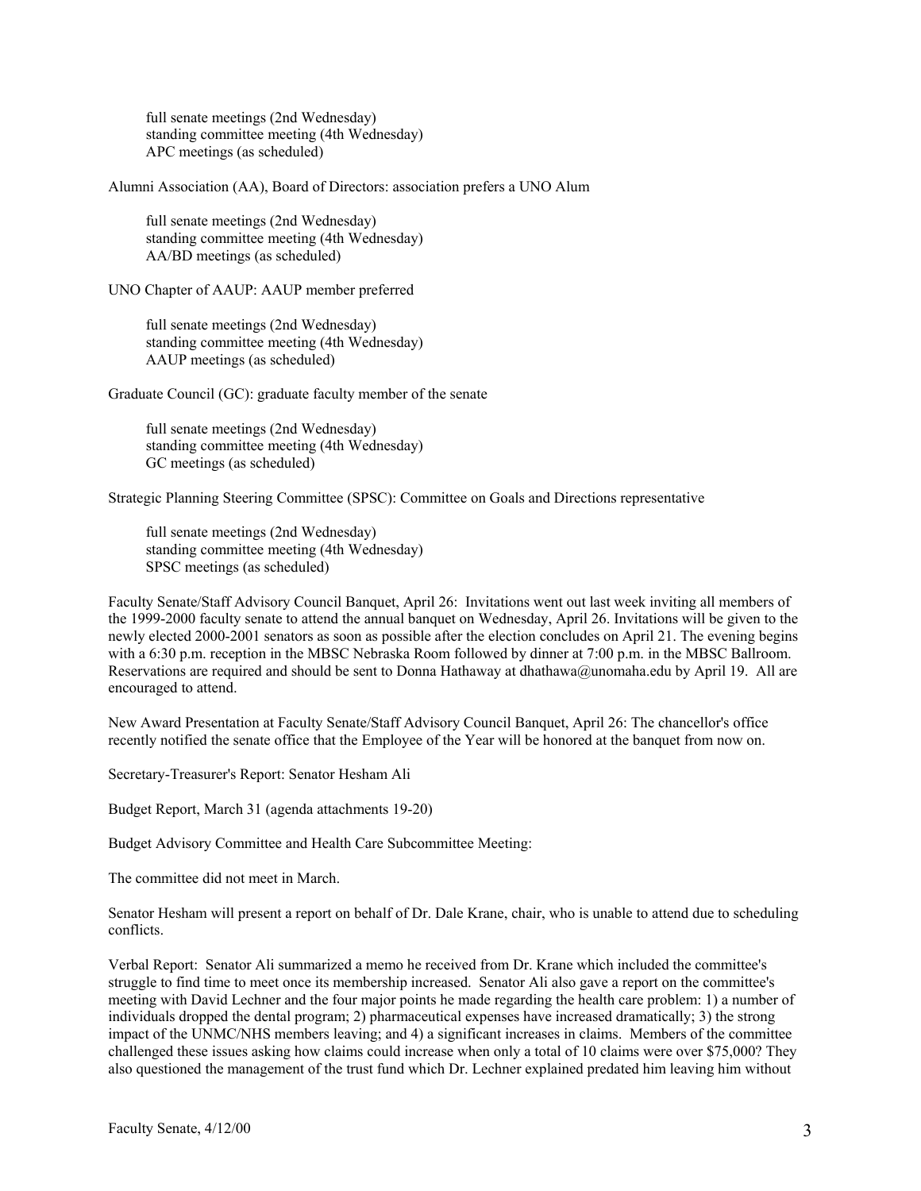full senate meetings (2nd Wednesday)
standing committee meeting (4th Wednesday)
APC meetings (as scheduled)

Alumni Association (AA), Board of Directors: association prefers a UNO Alum

full senate meetings (2nd Wednesday)
standing committee meeting (4th Wednesday)
AA/BD meetings (as scheduled)

UNO Chapter of AAUP: AAUP member preferred

full senate meetings (2nd Wednesday)
standing committee meeting (4th Wednesday)
AAUP meetings (as scheduled)

Graduate Council (GC): graduate faculty member of the senate

full senate meetings (2nd Wednesday)
standing committee meeting (4th Wednesday)
GC meetings (as scheduled)

Strategic Planning Steering Committee (SPSC): Committee on Goals and Directions representative

full senate meetings (2nd Wednesday)
standing committee meeting (4th Wednesday)
SPSC meetings (as scheduled)

Faculty Senate/Staff Advisory Council Banquet, April 26: Invitations went out last week inviting all members of the 1999-2000 faculty senate to attend the annual banquet on Wednesday, April 26. Invitations will be given to the newly elected 2000-2001 senators as soon as possible after the election concludes on April 21. The evening begins with a 6:30 p.m. reception in the MBSC Nebraska Room followed by dinner at 7:00 p.m. in the MBSC Ballroom. Reservations are required and should be sent to Donna Hathaway at dhathawa@unomaha.edu by April 19. All are encouraged to attend.

New Award Presentation at Faculty Senate/Staff Advisory Council Banquet, April 26: The chancellor's office recently notified the senate office that the Employee of the Year will be honored at the banquet from now on.

Secretary-Treasurer's Report: Senator Hesham Ali

Budget Report, March 31 (agenda attachments 19-20)

Budget Advisory Committee and Health Care Subcommittee Meeting:

The committee did not meet in March.

Senator Hesham will present a report on behalf of Dr. Dale Krane, chair, who is unable to attend due to scheduling conflicts.

Verbal Report: Senator Ali summarized a memo he received from Dr. Krane which included the committee's struggle to find time to meet once its membership increased. Senator Ali also gave a report on the committee's meeting with David Lechner and the four major points he made regarding the health care problem: 1) a number of individuals dropped the dental program; 2) pharmaceutical expenses have increased dramatically; 3) the strong impact of the UNMC/NHS members leaving; and 4) a significant increases in claims. Members of the committee challenged these issues asking how claims could increase when only a total of 10 claims were over $75,000? They also questioned the management of the trust fund which Dr. Lechner explained predated him leaving him without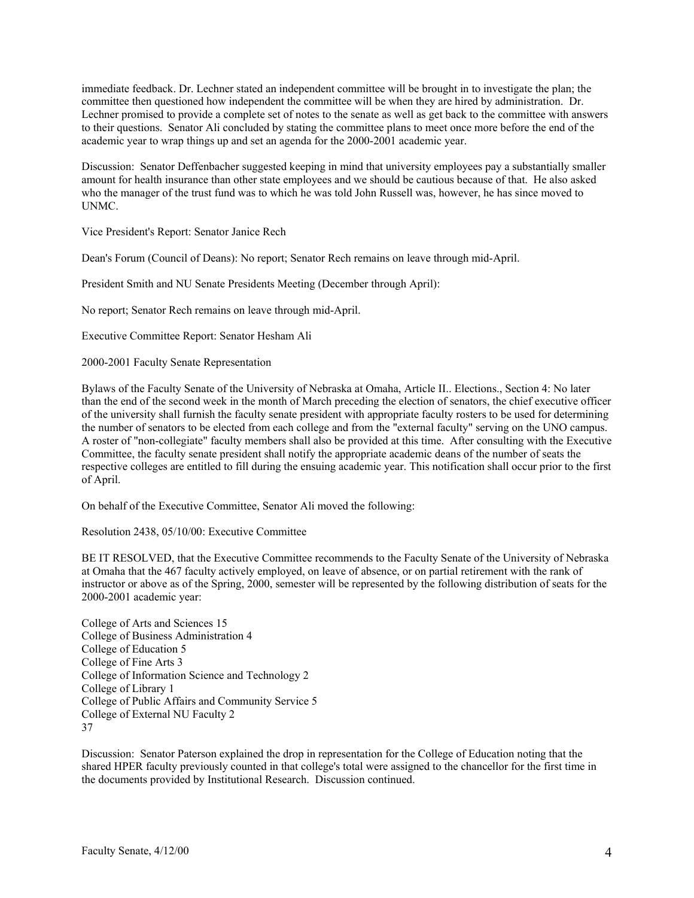immediate feedback. Dr. Lechner stated an independent committee will be brought in to investigate the plan; the committee then questioned how independent the committee will be when they are hired by administration. Dr. Lechner promised to provide a complete set of notes to the senate as well as get back to the committee with answers to their questions. Senator Ali concluded by stating the committee plans to meet once more before the end of the academic year to wrap things up and set an agenda for the 2000-2001 academic year.

Discussion: Senator Deffenbacher suggested keeping in mind that university employees pay a substantially smaller amount for health insurance than other state employees and we should be cautious because of that. He also asked who the manager of the trust fund was to which he was told John Russell was, however, he has since moved to UNMC.

Vice President's Report: Senator Janice Rech

Dean's Forum (Council of Deans): No report; Senator Rech remains on leave through mid-April.

President Smith and NU Senate Presidents Meeting (December through April):

No report; Senator Rech remains on leave through mid-April.

Executive Committee Report: Senator Hesham Ali

2000-2001 Faculty Senate Representation

Bylaws of the Faculty Senate of the University of Nebraska at Omaha, Article II.. Elections., Section 4: No later than the end of the second week in the month of March preceding the election of senators, the chief executive officer of the university shall furnish the faculty senate president with appropriate faculty rosters to be used for determining the number of senators to be elected from each college and from the "external faculty" serving on the UNO campus. A roster of "non-collegiate" faculty members shall also be provided at this time. After consulting with the Executive Committee, the faculty senate president shall notify the appropriate academic deans of the number of seats the respective colleges are entitled to fill during the ensuing academic year. This notification shall occur prior to the first of April.

On behalf of the Executive Committee, Senator Ali moved the following:

Resolution 2438, 05/10/00: Executive Committee

BE IT RESOLVED, that the Executive Committee recommends to the Faculty Senate of the University of Nebraska at Omaha that the 467 faculty actively employed, on leave of absence, or on partial retirement with the rank of instructor or above as of the Spring, 2000, semester will be represented by the following distribution of seats for the 2000-2001 academic year:

College of Arts and Sciences 15
College of Business Administration 4
College of Education 5
College of Fine Arts 3
College of Information Science and Technology 2
College of Library 1
College of Public Affairs and Community Service 5
College of External NU Faculty 2
37

Discussion: Senator Paterson explained the drop in representation for the College of Education noting that the shared HPER faculty previously counted in that college's total were assigned to the chancellor for the first time in the documents provided by Institutional Research. Discussion continued.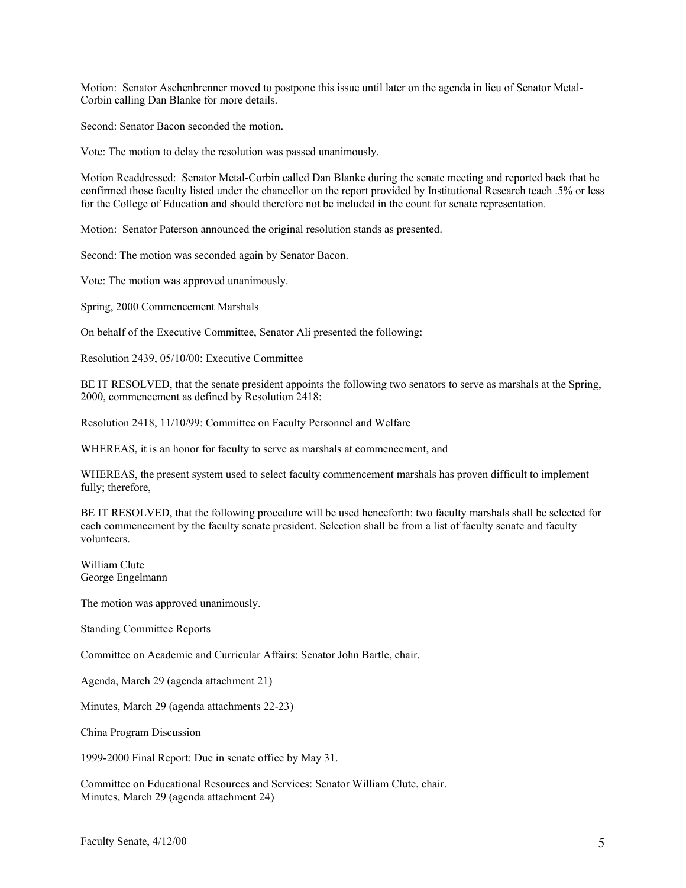Motion: Senator Aschenbrenner moved to postpone this issue until later on the agenda in lieu of Senator Metal-Corbin calling Dan Blanke for more details.

Second: Senator Bacon seconded the motion.

Vote: The motion to delay the resolution was passed unanimously.

Motion Readdressed: Senator Metal-Corbin called Dan Blanke during the senate meeting and reported back that he confirmed those faculty listed under the chancellor on the report provided by Institutional Research teach .5% or less for the College of Education and should therefore not be included in the count for senate representation.

Motion: Senator Paterson announced the original resolution stands as presented.

Second: The motion was seconded again by Senator Bacon.

Vote: The motion was approved unanimously.

Spring, 2000 Commencement Marshals

On behalf of the Executive Committee, Senator Ali presented the following:

Resolution 2439, 05/10/00: Executive Committee

BE IT RESOLVED, that the senate president appoints the following two senators to serve as marshals at the Spring, 2000, commencement as defined by Resolution 2418:

Resolution 2418, 11/10/99: Committee on Faculty Personnel and Welfare

WHEREAS, it is an honor for faculty to serve as marshals at commencement, and

WHEREAS, the present system used to select faculty commencement marshals has proven difficult to implement fully; therefore,

BE IT RESOLVED, that the following procedure will be used henceforth: two faculty marshals shall be selected for each commencement by the faculty senate president. Selection shall be from a list of faculty senate and faculty volunteers.

William Clute
George Engelmann

The motion was approved unanimously.

Standing Committee Reports

Committee on Academic and Curricular Affairs: Senator John Bartle, chair.

Agenda, March 29 (agenda attachment 21)

Minutes, March 29 (agenda attachments 22-23)

China Program Discussion

1999-2000 Final Report: Due in senate office by May 31.

Committee on Educational Resources and Services: Senator William Clute, chair.
Minutes, March 29 (agenda attachment 24)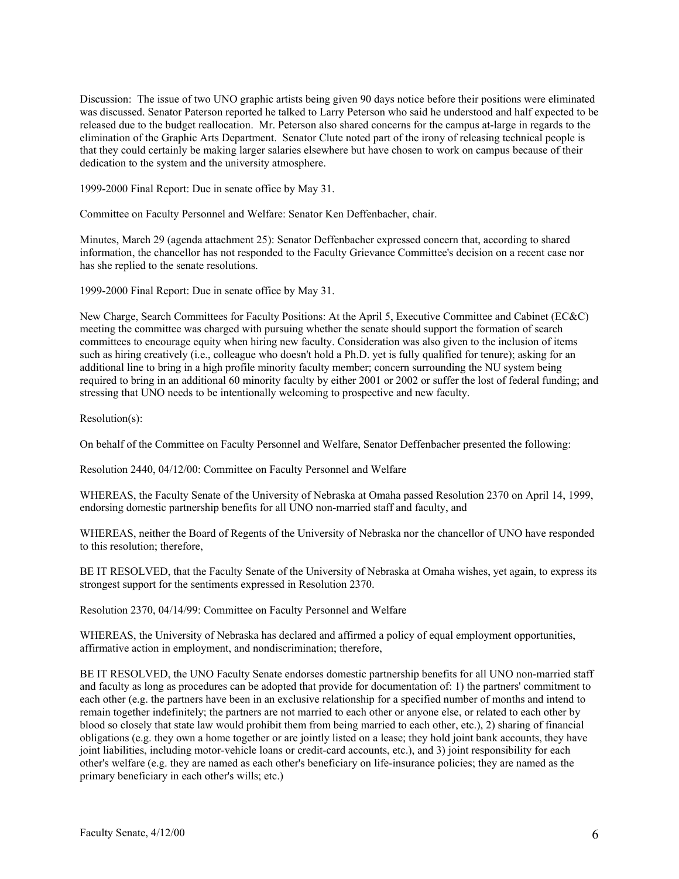Discussion: The issue of two UNO graphic artists being given 90 days notice before their positions were eliminated was discussed. Senator Paterson reported he talked to Larry Peterson who said he understood and half expected to be released due to the budget reallocation. Mr. Peterson also shared concerns for the campus at-large in regards to the elimination of the Graphic Arts Department. Senator Clute noted part of the irony of releasing technical people is that they could certainly be making larger salaries elsewhere but have chosen to work on campus because of their dedication to the system and the university atmosphere.

1999-2000 Final Report: Due in senate office by May 31.

Committee on Faculty Personnel and Welfare: Senator Ken Deffenbacher, chair.

Minutes, March 29 (agenda attachment 25): Senator Deffenbacher expressed concern that, according to shared information, the chancellor has not responded to the Faculty Grievance Committee's decision on a recent case nor has she replied to the senate resolutions.

1999-2000 Final Report: Due in senate office by May 31.

New Charge, Search Committees for Faculty Positions: At the April 5, Executive Committee and Cabinet (EC&C) meeting the committee was charged with pursuing whether the senate should support the formation of search committees to encourage equity when hiring new faculty. Consideration was also given to the inclusion of items such as hiring creatively (i.e., colleague who doesn't hold a Ph.D. yet is fully qualified for tenure); asking for an additional line to bring in a high profile minority faculty member; concern surrounding the NU system being required to bring in an additional 60 minority faculty by either 2001 or 2002 or suffer the lost of federal funding; and stressing that UNO needs to be intentionally welcoming to prospective and new faculty.

Resolution(s):

On behalf of the Committee on Faculty Personnel and Welfare, Senator Deffenbacher presented the following:

Resolution 2440, 04/12/00: Committee on Faculty Personnel and Welfare

WHEREAS, the Faculty Senate of the University of Nebraska at Omaha passed Resolution 2370 on April 14, 1999, endorsing domestic partnership benefits for all UNO non-married staff and faculty, and

WHEREAS, neither the Board of Regents of the University of Nebraska nor the chancellor of UNO have responded to this resolution; therefore,

BE IT RESOLVED, that the Faculty Senate of the University of Nebraska at Omaha wishes, yet again, to express its strongest support for the sentiments expressed in Resolution 2370.

Resolution 2370, 04/14/99: Committee on Faculty Personnel and Welfare

WHEREAS, the University of Nebraska has declared and affirmed a policy of equal employment opportunities, affirmative action in employment, and nondiscrimination; therefore,

BE IT RESOLVED, the UNO Faculty Senate endorses domestic partnership benefits for all UNO non-married staff and faculty as long as procedures can be adopted that provide for documentation of: 1) the partners' commitment to each other (e.g. the partners have been in an exclusive relationship for a specified number of months and intend to remain together indefinitely; the partners are not married to each other or anyone else, or related to each other by blood so closely that state law would prohibit them from being married to each other, etc.), 2) sharing of financial obligations (e.g. they own a home together or are jointly listed on a lease; they hold joint bank accounts, they have joint liabilities, including motor-vehicle loans or credit-card accounts, etc.), and 3) joint responsibility for each other's welfare (e.g. they are named as each other's beneficiary on life-insurance policies; they are named as the primary beneficiary in each other's wills; etc.)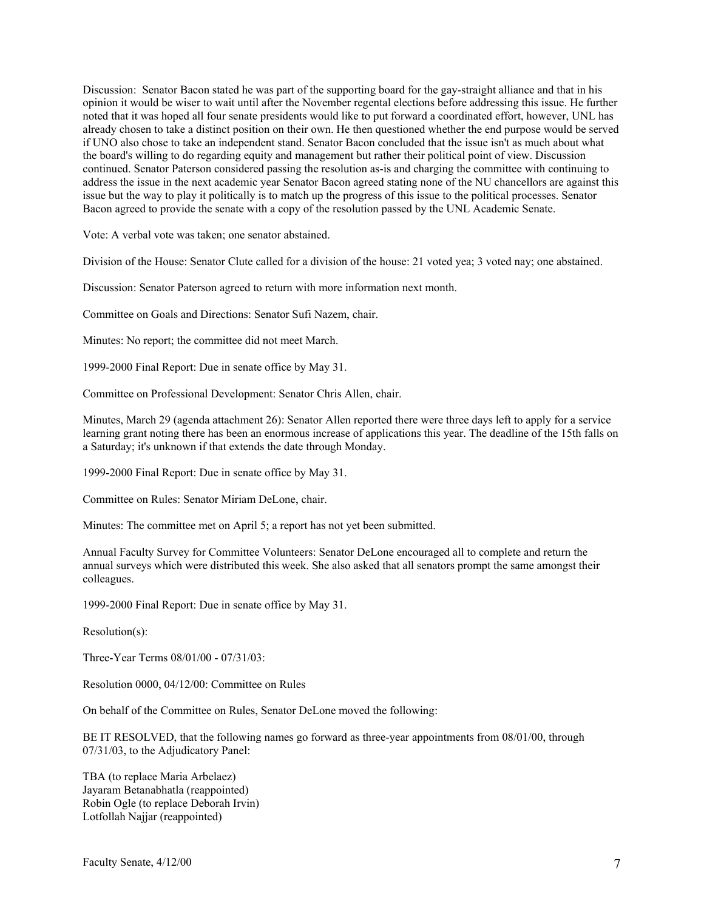Discussion: Senator Bacon stated he was part of the supporting board for the gay-straight alliance and that in his opinion it would be wiser to wait until after the November regental elections before addressing this issue. He further noted that it was hoped all four senate presidents would like to put forward a coordinated effort, however, UNL has already chosen to take a distinct position on their own. He then questioned whether the end purpose would be served if UNO also chose to take an independent stand. Senator Bacon concluded that the issue isn't as much about what the board's willing to do regarding equity and management but rather their political point of view. Discussion continued. Senator Paterson considered passing the resolution as-is and charging the committee with continuing to address the issue in the next academic year Senator Bacon agreed stating none of the NU chancellors are against this issue but the way to play it politically is to match up the progress of this issue to the political processes. Senator Bacon agreed to provide the senate with a copy of the resolution passed by the UNL Academic Senate.

Vote: A verbal vote was taken; one senator abstained.

Division of the House: Senator Clute called for a division of the house: 21 voted yea; 3 voted nay; one abstained.

Discussion: Senator Paterson agreed to return with more information next month.

Committee on Goals and Directions: Senator Sufi Nazem, chair.

Minutes: No report; the committee did not meet March.

1999-2000 Final Report: Due in senate office by May 31.

Committee on Professional Development: Senator Chris Allen, chair.

Minutes, March 29 (agenda attachment 26): Senator Allen reported there were three days left to apply for a service learning grant noting there has been an enormous increase of applications this year. The deadline of the 15th falls on a Saturday; it's unknown if that extends the date through Monday.

1999-2000 Final Report: Due in senate office by May 31.

Committee on Rules: Senator Miriam DeLone, chair.

Minutes: The committee met on April 5; a report has not yet been submitted.

Annual Faculty Survey for Committee Volunteers: Senator DeLone encouraged all to complete and return the annual surveys which were distributed this week. She also asked that all senators prompt the same amongst their colleagues.

1999-2000 Final Report: Due in senate office by May 31.

Resolution(s):

Three-Year Terms 08/01/00 - 07/31/03:

Resolution 0000, 04/12/00: Committee on Rules

On behalf of the Committee on Rules, Senator DeLone moved the following:

BE IT RESOLVED, that the following names go forward as three-year appointments from 08/01/00, through 07/31/03, to the Adjudicatory Panel:

TBA (to replace Maria Arbelaez)
Jayaram Betanabhatla (reappointed)
Robin Ogle (to replace Deborah Irvin)
Lotfollah Najjar (reappointed)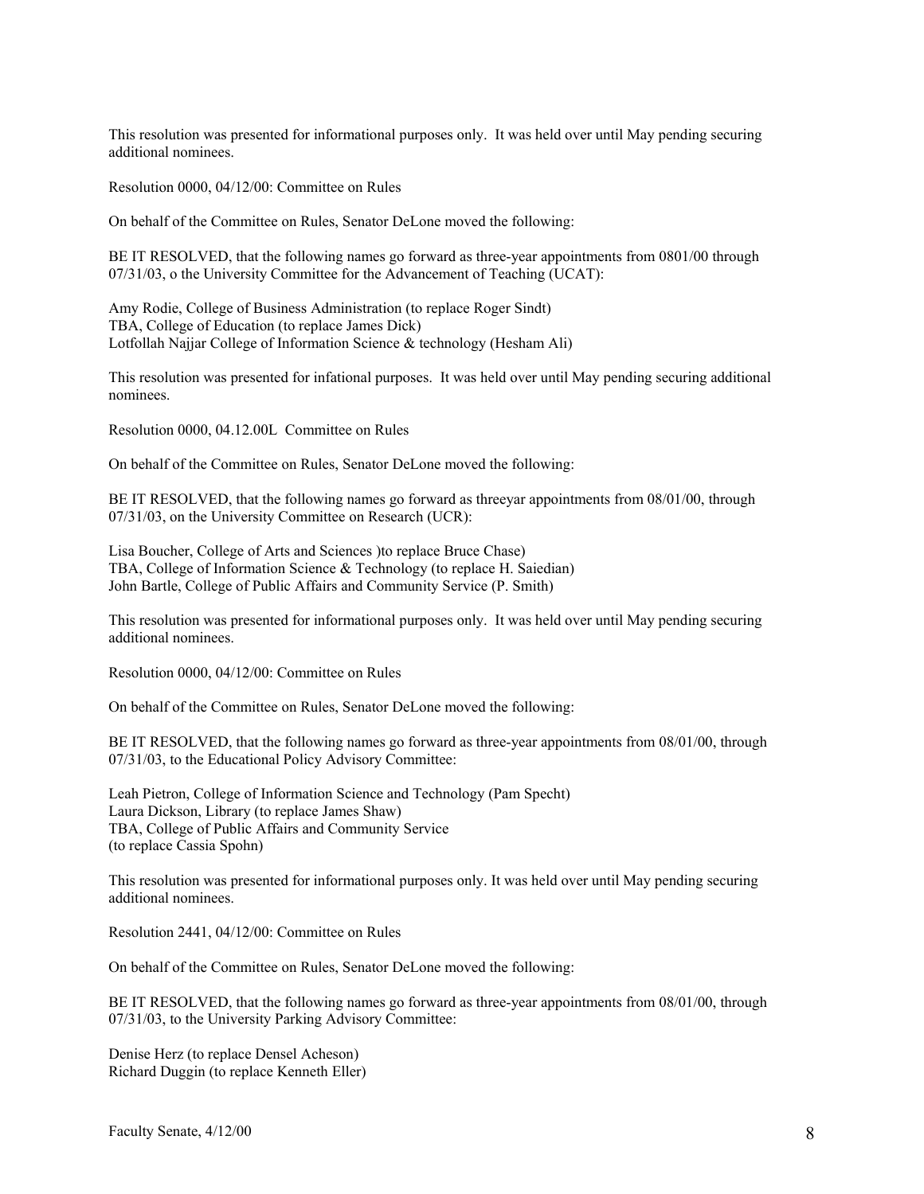This resolution was presented for informational purposes only. It was held over until May pending securing additional nominees.

Resolution 0000, 04/12/00: Committee on Rules

On behalf of the Committee on Rules, Senator DeLone moved the following:

BE IT RESOLVED, that the following names go forward as three-year appointments from 0801/00 through 07/31/03, o the University Committee for the Advancement of Teaching (UCAT):

Amy Rodie, College of Business Administration (to replace Roger Sindt)
TBA, College of Education (to replace James Dick)
Lotfollah Najjar College of Information Science & technology (Hesham Ali)

This resolution was presented for infational purposes. It was held over until May pending securing additional nominees.

Resolution 0000, 04.12.00L Committee on Rules

On behalf of the Committee on Rules, Senator DeLone moved the following:

BE IT RESOLVED, that the following names go forward as threeyar appointments from 08/01/00, through 07/31/03, on the University Committee on Research (UCR):

Lisa Boucher, College of Arts and Sciences )to replace Bruce Chase)
TBA, College of Information Science & Technology (to replace H. Saiedian)
John Bartle, College of Public Affairs and Community Service (P. Smith)

This resolution was presented for informational purposes only. It was held over until May pending securing additional nominees.

Resolution 0000, 04/12/00: Committee on Rules

On behalf of the Committee on Rules, Senator DeLone moved the following:

BE IT RESOLVED, that the following names go forward as three-year appointments from 08/01/00, through 07/31/03, to the Educational Policy Advisory Committee:

Leah Pietron, College of Information Science and Technology (Pam Specht)
Laura Dickson, Library (to replace James Shaw)
TBA, College of Public Affairs and Community Service
(to replace Cassia Spohn)

This resolution was presented for informational purposes only. It was held over until May pending securing additional nominees.

Resolution 2441, 04/12/00: Committee on Rules

On behalf of the Committee on Rules, Senator DeLone moved the following:

BE IT RESOLVED, that the following names go forward as three-year appointments from 08/01/00, through 07/31/03, to the University Parking Advisory Committee:

Denise Herz (to replace Densel Acheson)
Richard Duggin (to replace Kenneth Eller)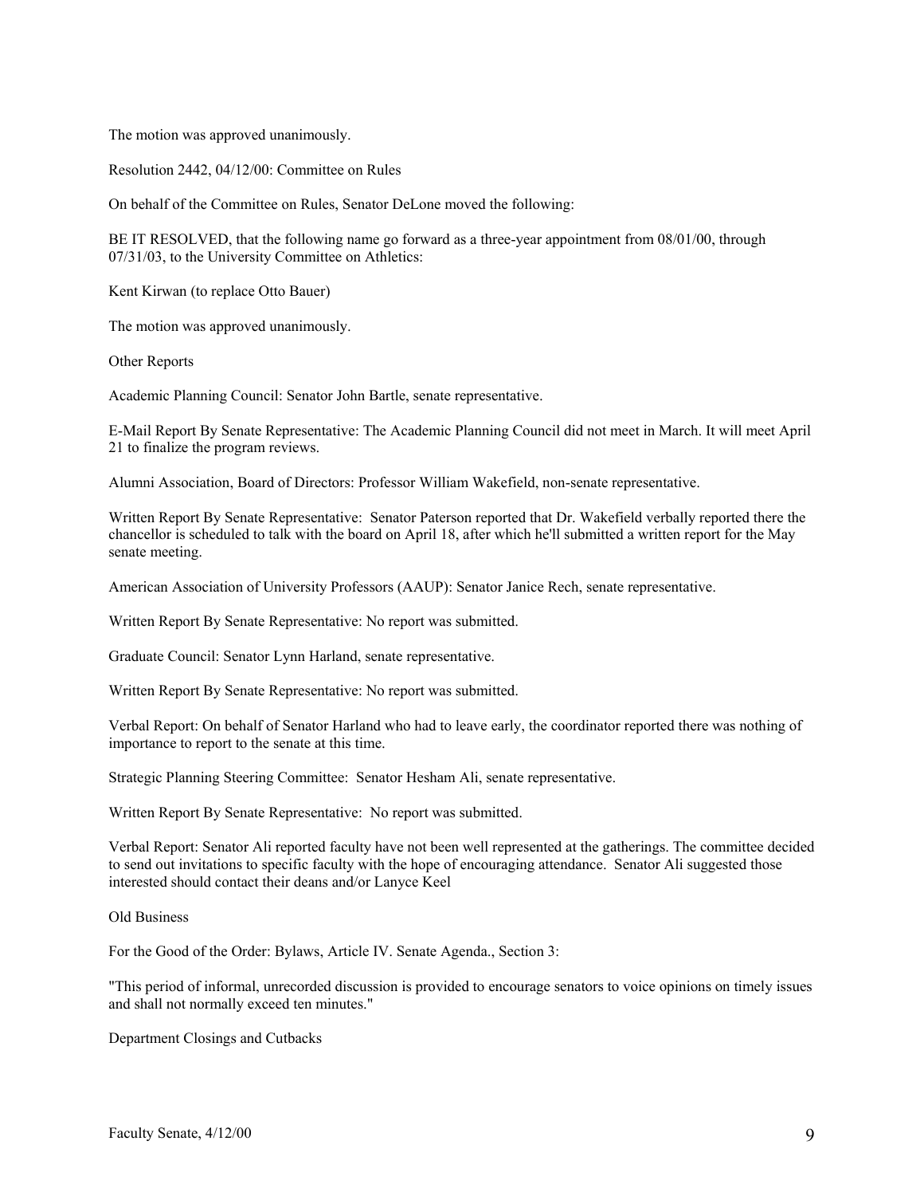The motion was approved unanimously.

Resolution 2442, 04/12/00: Committee on Rules

On behalf of the Committee on Rules, Senator DeLone moved the following:

BE IT RESOLVED, that the following name go forward as a three-year appointment from 08/01/00, through 07/31/03, to the University Committee on Athletics:

Kent Kirwan (to replace Otto Bauer)

The motion was approved unanimously.

Other Reports

Academic Planning Council: Senator John Bartle, senate representative.

E-Mail Report By Senate Representative: The Academic Planning Council did not meet in March. It will meet April 21 to finalize the program reviews.

Alumni Association, Board of Directors: Professor William Wakefield, non-senate representative.

Written Report By Senate Representative: Senator Paterson reported that Dr. Wakefield verbally reported there the chancellor is scheduled to talk with the board on April 18, after which he'll submitted a written report for the May senate meeting.

American Association of University Professors (AAUP): Senator Janice Rech, senate representative.

Written Report By Senate Representative: No report was submitted.

Graduate Council: Senator Lynn Harland, senate representative.

Written Report By Senate Representative: No report was submitted.

Verbal Report: On behalf of Senator Harland who had to leave early, the coordinator reported there was nothing of importance to report to the senate at this time.

Strategic Planning Steering Committee: Senator Hesham Ali, senate representative.

Written Report By Senate Representative: No report was submitted.

Verbal Report: Senator Ali reported faculty have not been well represented at the gatherings. The committee decided to send out invitations to specific faculty with the hope of encouraging attendance. Senator Ali suggested those interested should contact their deans and/or Lanyce Keel

Old Business

For the Good of the Order: Bylaws, Article IV. Senate Agenda., Section 3:

"This period of informal, unrecorded discussion is provided to encourage senators to voice opinions on timely issues and shall not normally exceed ten minutes."

Department Closings and Cutbacks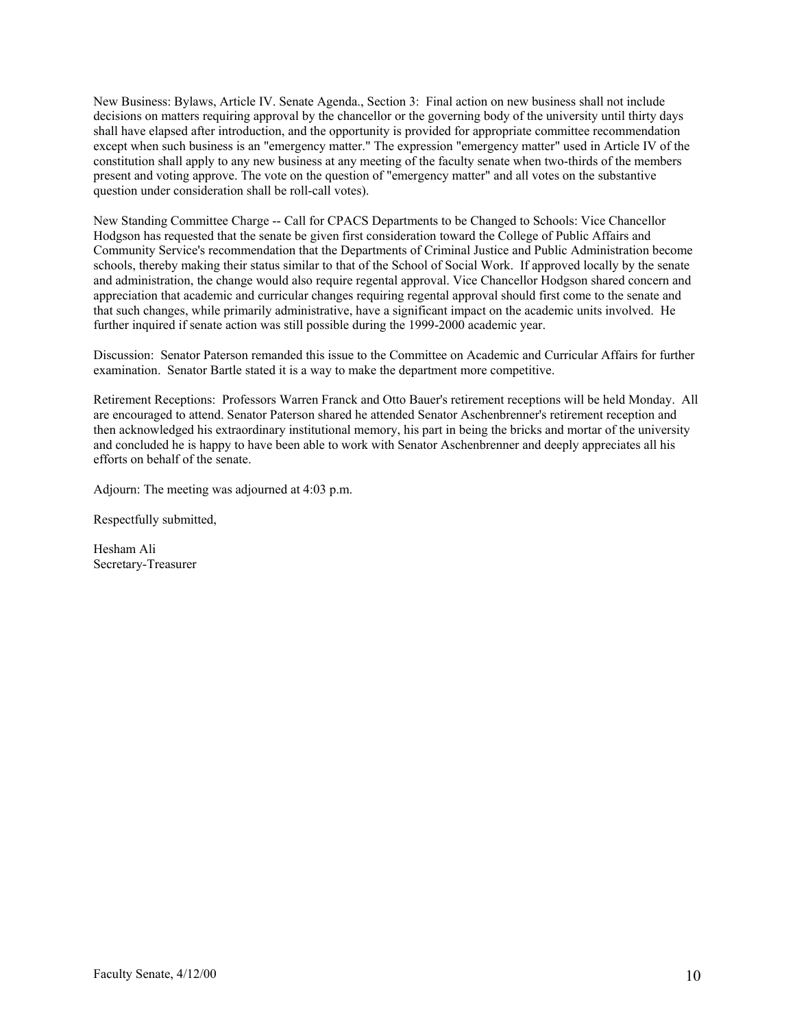New Business: Bylaws, Article IV. Senate Agenda., Section 3: Final action on new business shall not include decisions on matters requiring approval by the chancellor or the governing body of the university until thirty days shall have elapsed after introduction, and the opportunity is provided for appropriate committee recommendation except when such business is an "emergency matter." The expression "emergency matter" used in Article IV of the constitution shall apply to any new business at any meeting of the faculty senate when two-thirds of the members present and voting approve. The vote on the question of "emergency matter" and all votes on the substantive question under consideration shall be roll-call votes).

New Standing Committee Charge -- Call for CPACS Departments to be Changed to Schools: Vice Chancellor Hodgson has requested that the senate be given first consideration toward the College of Public Affairs and Community Service's recommendation that the Departments of Criminal Justice and Public Administration become schools, thereby making their status similar to that of the School of Social Work. If approved locally by the senate and administration, the change would also require regental approval. Vice Chancellor Hodgson shared concern and appreciation that academic and curricular changes requiring regental approval should first come to the senate and that such changes, while primarily administrative, have a significant impact on the academic units involved. He further inquired if senate action was still possible during the 1999-2000 academic year.

Discussion: Senator Paterson remanded this issue to the Committee on Academic and Curricular Affairs for further examination. Senator Bartle stated it is a way to make the department more competitive.

Retirement Receptions: Professors Warren Franck and Otto Bauer's retirement receptions will be held Monday. All are encouraged to attend. Senator Paterson shared he attended Senator Aschenbrenner's retirement reception and then acknowledged his extraordinary institutional memory, his part in being the bricks and mortar of the university and concluded he is happy to have been able to work with Senator Aschenbrenner and deeply appreciates all his efforts on behalf of the senate.

Adjourn: The meeting was adjourned at 4:03 p.m.

Respectfully submitted,

Hesham Ali
Secretary-Treasurer